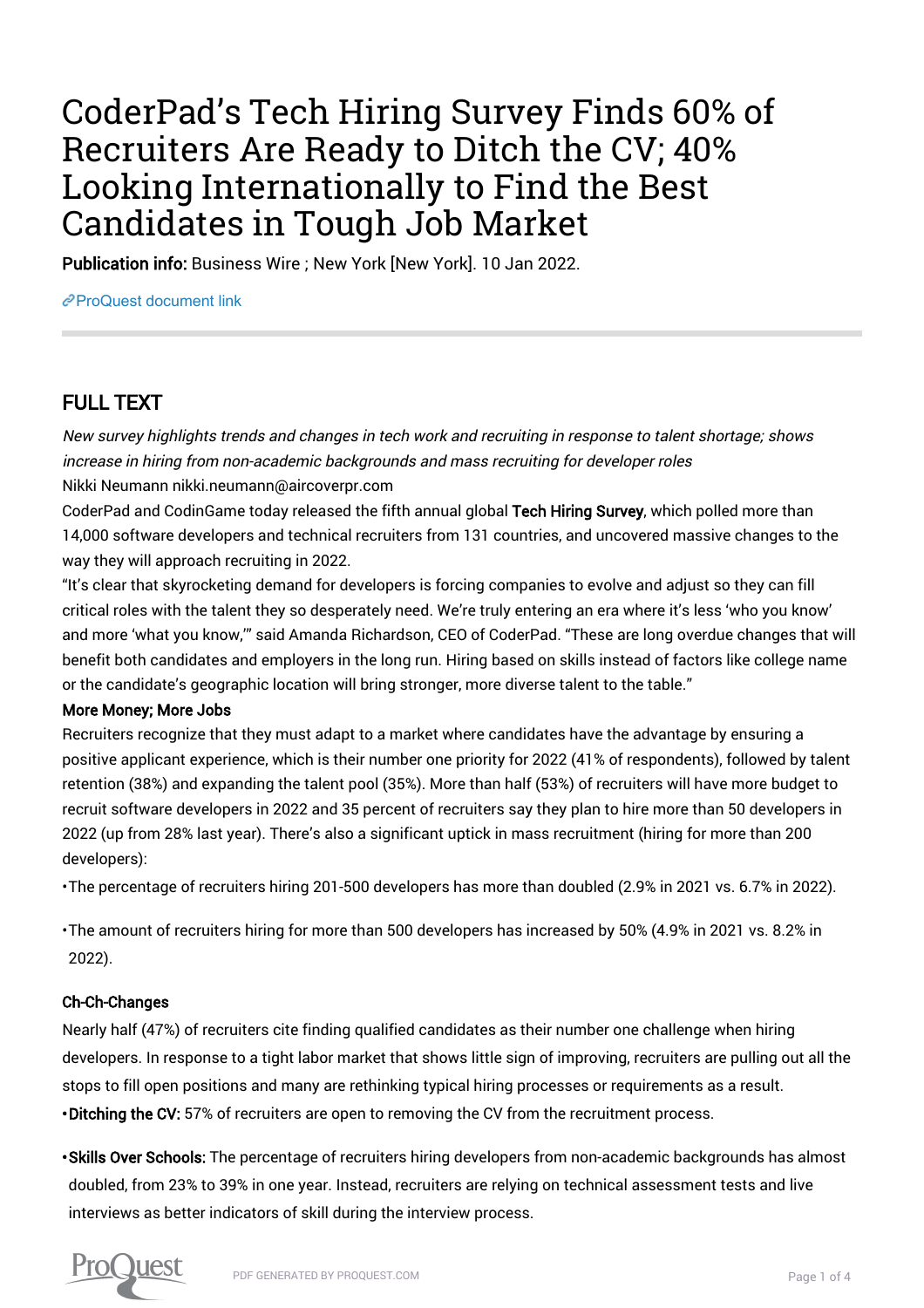# CoderPad's Tech Hiring Survey Finds 60% of Recruiters Are Ready to Ditch the CV; 40% Looking Internationally to Find the Best Candidates in Tough Job Market

**Publication info:** Business Wire ; New York [New York]. 10 Jan 2022.

ProQuest document link

## FULL TEXT

*New survey highlights trends and changes in tech work and recruiting in response to talent shortage; shows increase in hiring from non-academic backgrounds and mass recruiting for developer roles*

Nikki Neumann nikki.neumann@aircoverpr.com

CoderPad and CodinGame today released the fifth annual global **Tech Hiring Survey**, which polled more than 14,000 software developers and technical recruiters from 131 countries, and uncovered massive changes to the way they will approach recruiting in 2022.

"It's clear that skyrocketing demand for developers is forcing companies to evolve and adjust so they can fill critical roles with the talent they so desperately need. We're truly entering an era where it's less 'who you know' and more 'what you know,'" said Amanda Richardson, CEO of CoderPad. "These are long overdue changes that will benefit both candidates and employers in the long run. Hiring based on skills instead of factors like college name or the candidate's geographic location will bring stronger, more diverse talent to the table."

**More Money; More Jobs**

Recruiters recognize that they must adapt to a market where candidates have the advantage by ensuring a positive applicant experience, which is their number one priority for 2022 (41% of respondents), followed by talent retention (38%) and expanding the talent pool (35%). More than half (53%) of recruiters will have more budget to recruit software developers in 2022 and 35 percent of recruiters say they plan to hire more than 50 developers in 2022 (up from 28% last year). There's also a significant uptick in mass recruitment (hiring for more than 200 developers):

- The percentage of recruiters hiring 201-500 developers has more than doubled (2.9% in 2021 vs. 6.7% in 2022).
- The amount of recruiters hiring for more than 500 developers has increased by 50% (4.9% in 2021 vs. 8.2% in 2022).

**Ch-Ch-Changes**

Nearly half (47%) of recruiters cite finding qualified candidates as their number one challenge when hiring developers. In response to a tight labor market that shows little sign of improving, recruiters are pulling out all the stops to fill open positions and many are rethinking typical hiring processes or requirements as a result.

- **Ditching the CV:** 57% of recruiters are open to removing the CV from the recruitment process.
- **Skills Over Schools:** The percentage of recruiters hiring developers from non-academic backgrounds has almost doubled, from 23% to 39% in one year. Instead, recruiters are relying on technical assessment tests and live interviews as better indicators of skill during the interview process.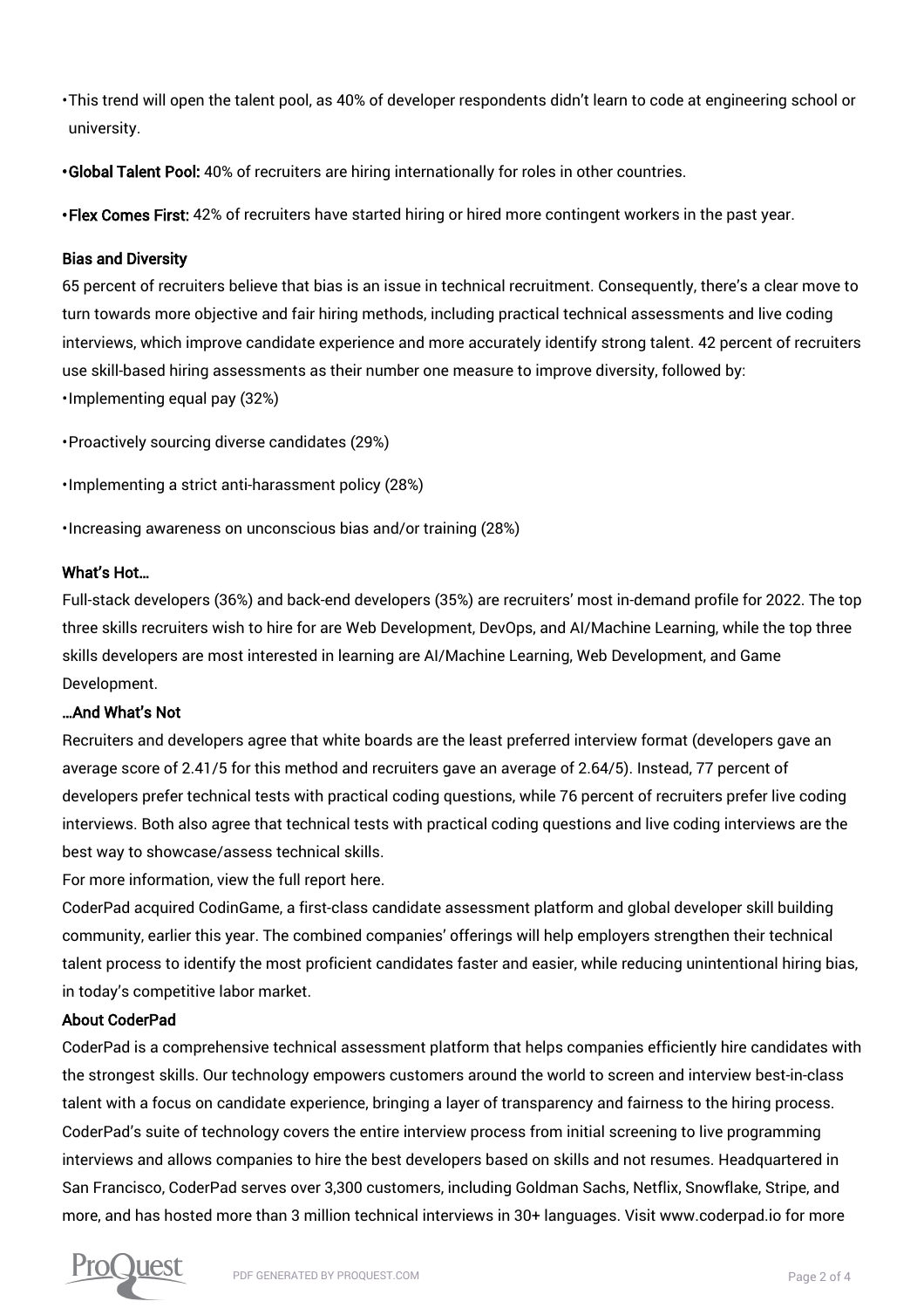- This trend will open the talent pool, as 40% of developer respondents didn't learn to code at engineering school or university.

- **Global Talent Pool:** 40% of recruiters are hiring internationally for roles in other countries.

- **Flex Comes First:** 42% of recruiters have started hiring or hired more contingent workers in the past year.

### Bias and Diversity

65 percent of recruiters believe that bias is an issue in technical recruitment. Consequently, there's a clear move to turn towards more objective and fair hiring methods, including practical technical assessments and live coding interviews, which improve candidate experience and more accurately identify strong talent. 42 percent of recruiters use skill-based hiring assessments as their number one measure to improve diversity, followed by:

- Implementing equal pay (32%)

- Proactively sourcing diverse candidates (29%)

- Implementing a strict anti-harassment policy (28%)

- Increasing awareness on unconscious bias and/or training (28%)

### What's Hot…

Full-stack developers (36%) and back-end developers (35%) are recruiters' most in-demand profile for 2022. The top three skills recruiters wish to hire for are Web Development, DevOps, and AI/Machine Learning, while the top three skills developers are most interested in learning are AI/Machine Learning, Web Development, and Game Development.

### …And What's Not

Recruiters and developers agree that white boards are the least preferred interview format (developers gave an average score of 2.41/5 for this method and recruiters gave an average of 2.64/5). Instead, 77 percent of developers prefer technical tests with practical coding questions, while 76 percent of recruiters prefer live coding interviews. Both also agree that technical tests with practical coding questions and live coding interviews are the best way to showcase/assess technical skills.

For more information, view the full report here.

CoderPad acquired CodinGame, a first-class candidate assessment platform and global developer skill building community, earlier this year. The combined companies' offerings will help employers strengthen their technical talent process to identify the most proficient candidates faster and easier, while reducing unintentional hiring bias, in today's competitive labor market.

### About CoderPad

CoderPad is a comprehensive technical assessment platform that helps companies efficiently hire candidates with the strongest skills. Our technology empowers customers around the world to screen and interview best-in-class talent with a focus on candidate experience, bringing a layer of transparency and fairness to the hiring process. CoderPad's suite of technology covers the entire interview process from initial screening to live programming interviews and allows companies to hire the best developers based on skills and not resumes. Headquartered in San Francisco, CoderPad serves over 3,300 customers, including Goldman Sachs, Netflix, Snowflake, Stripe, and more, and has hosted more than 3 million technical interviews in 30+ languages. Visit www.coderpad.io for more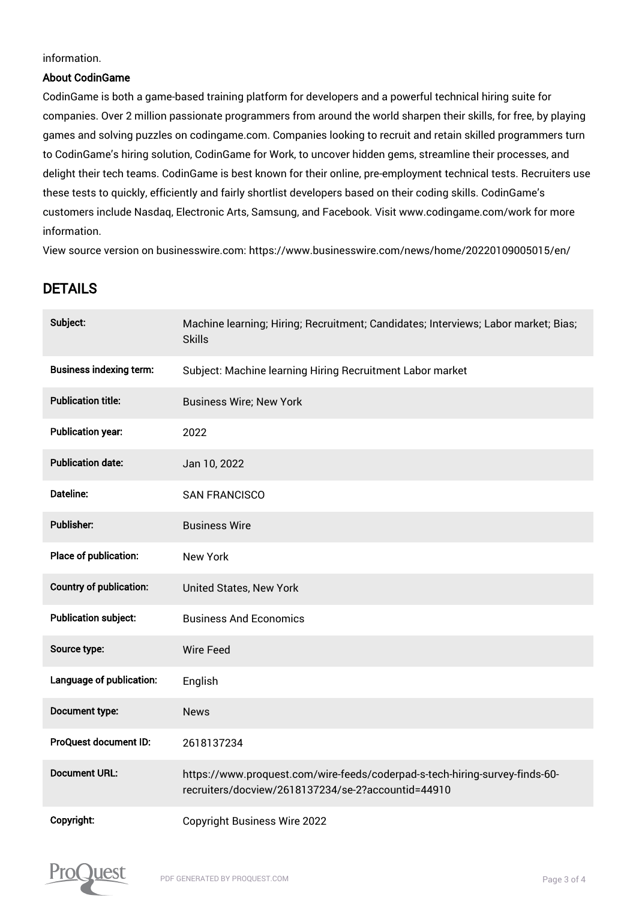information.

**About CodinGame**

CodinGame is both a game-based training platform for developers and a powerful technical hiring suite for companies. Over 2 million passionate programmers from around the world sharpen their skills, for free, by playing games and solving puzzles on codingame.com. Companies looking to recruit and retain skilled programmers turn to CodinGame's hiring solution, CodinGame for Work, to uncover hidden gems, streamline their processes, and delight their tech teams. CodinGame is best known for their online, pre-employment technical tests. Recruiters use these tests to quickly, efficiently and fairly shortlist developers based on their coding skills. CodinGame's customers include Nasdaq, Electronic Arts, Samsung, and Facebook. Visit www.codingame.com/work for more information.

View source version on businesswire.com: https://www.businesswire.com/news/home/20220109005015/en/

## DETAILS

| | |
|---|---|
| **Subject:** | Machine learning; Hiring; Recruitment; Candidates; Interviews; Labor market; Bias; Skills |
| **Business indexing term:** | Subject: Machine learning Hiring Recruitment Labor market |
| **Publication title:** | Business Wire; New York |
| **Publication year:** | 2022 |
| **Publication date:** | Jan 10, 2022 |
| **Dateline:** | SAN FRANCISCO |
| **Publisher:** | Business Wire |
| **Place of publication:** | New York |
| **Country of publication:** | United States, New York |
| **Publication subject:** | Business And Economics |
| **Source type:** | Wire Feed |
| **Language of publication:** | English |
| **Document type:** | News |
| **ProQuest document ID:** | 2618137234 |
| **Document URL:** | https://www.proquest.com/wire-feeds/coderpad-s-tech-hiring-survey-finds-60-recruiters/docview/2618137234/se-2?accountid=44910 |
| **Copyright:** | Copyright Business Wire 2022 |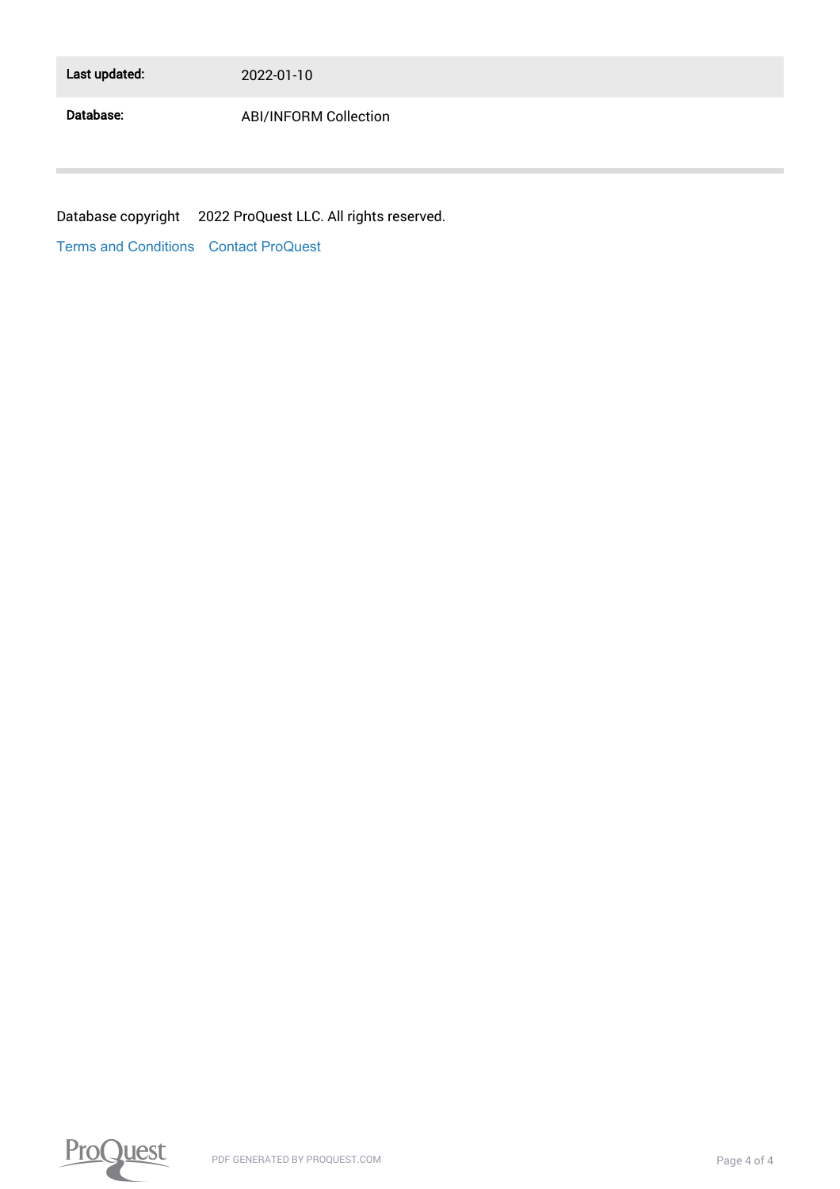| | |
| --- | --- |
| **Last updated:** | 2022-01-10 |
| **Database:** | ABI/INFORM Collection |

Database copyright 2022 ProQuest LLC. All rights reserved.

Terms and Conditions Contact ProQuest